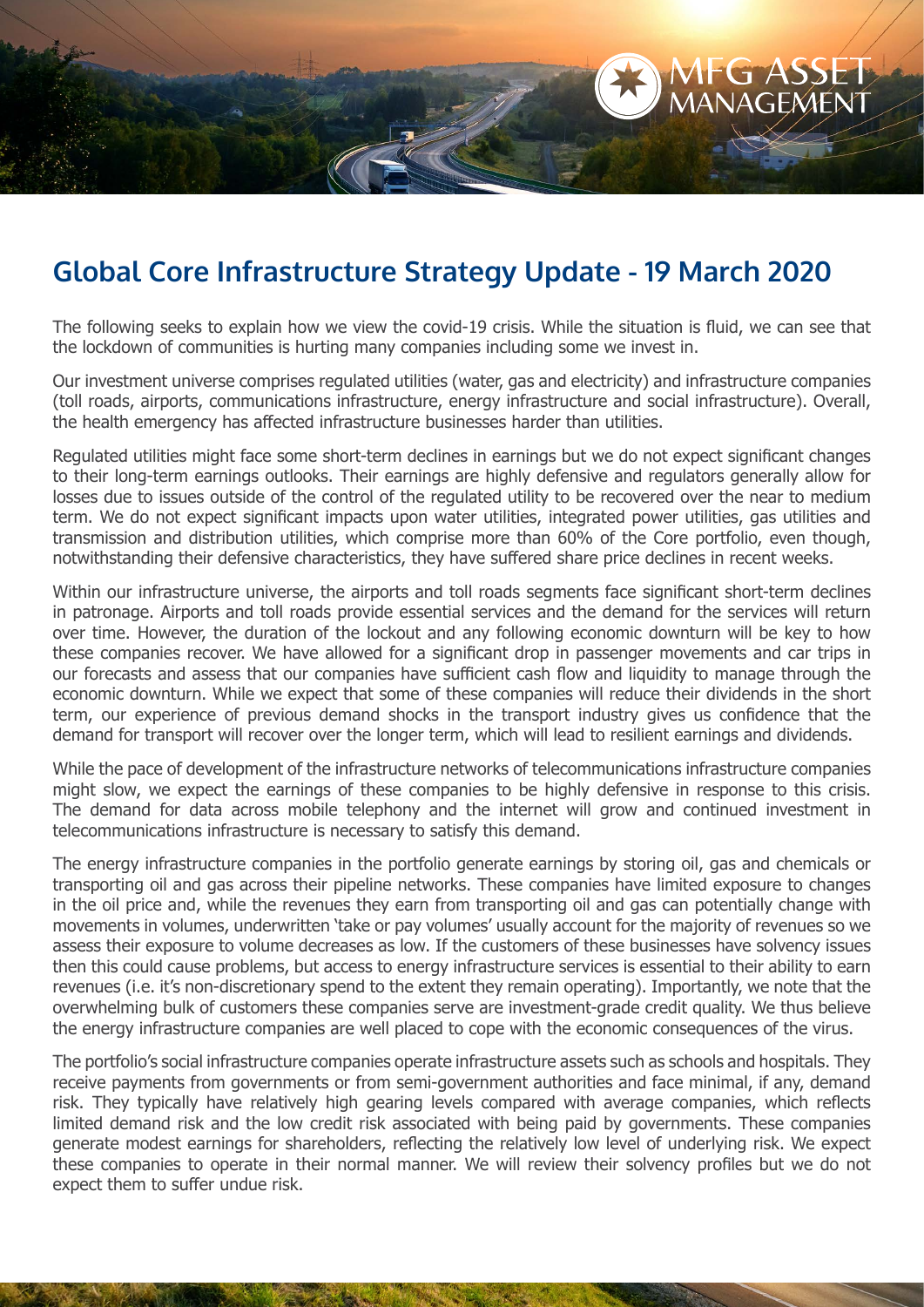# Global Core Infrastructure Strategy Update - 19 March 2020

The following seeks to explain how we view the covid-19 crisis. While the situation is fluid, we can see that the lockdown of communities is hurting many companies including some we invest in.

Our investment universe comprises regulated utilities (water, gas and electricity) and infrastructure companies (toll roads, airports, communications infrastructure, energy infrastructure and social infrastructure). Overall, the health emergency has affected infrastructure businesses harder than utilities.

Regulated utilities might face some short-term declines in earnings but we do not expect significant changes to their long-term earnings outlooks. Their earnings are highly defensive and regulators generally allow for losses due to issues outside of the control of the regulated utility to be recovered over the near to medium term. We do not expect significant impacts upon water utilities, integrated power utilities, gas utilities and transmission and distribution utilities, which comprise more than 60% of the Core portfolio, even though, notwithstanding their defensive characteristics, they have suffered share price declines in recent weeks.

Within our infrastructure universe, the airports and toll roads segments face significant short-term declines in patronage. Airports and toll roads provide essential services and the demand for the services will return over time. However, the duration of the lockout and any following economic downturn will be key to how these companies recover. We have allowed for a significant drop in passenger movements and car trips in our forecasts and assess that our companies have sufficient cash flow and liquidity to manage through the economic downturn. While we expect that some of these companies will reduce their dividends in the short term, our experience of previous demand shocks in the transport industry gives us confidence that the demand for transport will recover over the longer term, which will lead to resilient earnings and dividends.

While the pace of development of the infrastructure networks of telecommunications infrastructure companies might slow, we expect the earnings of these companies to be highly defensive in response to this crisis. The demand for data across mobile telephony and the internet will grow and continued investment in telecommunications infrastructure is necessary to satisfy this demand.

The energy infrastructure companies in the portfolio generate earnings by storing oil, gas and chemicals or transporting oil and gas across their pipeline networks. These companies have limited exposure to changes in the oil price and, while the revenues they earn from transporting oil and gas can potentially change with movements in volumes, underwritten 'take or pay volumes' usually account for the majority of revenues so we assess their exposure to volume decreases as low. If the customers of these businesses have solvency issues then this could cause problems, but access to energy infrastructure services is essential to their ability to earn revenues (i.e. it's non-discretionary spend to the extent they remain operating). Importantly, we note that the overwhelming bulk of customers these companies serve are investment-grade credit quality. We thus believe the energy infrastructure companies are well placed to cope with the economic consequences of the virus.

The portfolio's social infrastructure companies operate infrastructure assets such as schools and hospitals. They receive payments from governments or from semi-government authorities and face minimal, if any, demand risk. They typically have relatively high gearing levels compared with average companies, which reflects limited demand risk and the low credit risk associated with being paid by governments. These companies generate modest earnings for shareholders, reflecting the relatively low level of underlying risk. We expect these companies to operate in their normal manner. We will review their solvency profiles but we do not expect them to suffer undue risk.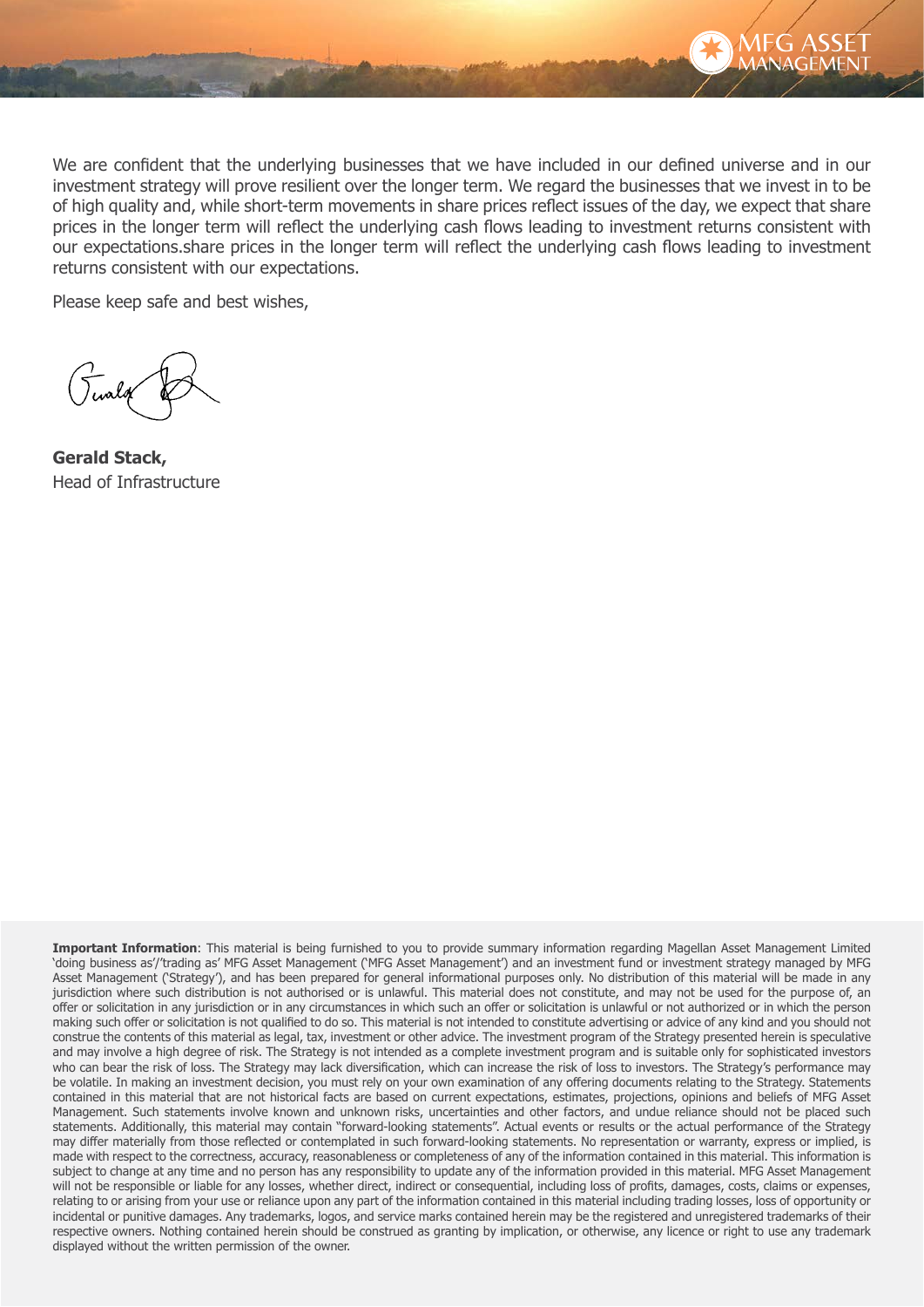We are confident that the underlying businesses that we have included in our defined universe and in our investment strategy will prove resilient over the longer term. We regard the businesses that we invest in to be of high quality and, while short-term movements in share prices reflect issues of the day, we expect that share prices in the longer term will reflect the underlying cash flows leading to investment returns consistent with our expectations.share prices in the longer term will reflect the underlying cash flows leading to investment returns consistent with our expectations.

Please keep safe and best wishes,

**Gerald Stack,**
Head of Infrastructure

**Important Information**: This material is being furnished to you to provide summary information regarding Magellan Asset Management Limited 'doing business as'/'trading as' MFG Asset Management ('MFG Asset Management') and an investment fund or investment strategy managed by MFG Asset Management ('Strategy'), and has been prepared for general informational purposes only. No distribution of this material will be made in any jurisdiction where such distribution is not authorised or is unlawful. This material does not constitute, and may not be used for the purpose of, an offer or solicitation in any jurisdiction or in any circumstances in which such an offer or solicitation is unlawful or not authorized or in which the person making such offer or solicitation is not qualified to do so. This material is not intended to constitute advertising or advice of any kind and you should not construe the contents of this material as legal, tax, investment or other advice. The investment program of the Strategy presented herein is speculative and may involve a high degree of risk. The Strategy is not intended as a complete investment program and is suitable only for sophisticated investors who can bear the risk of loss. The Strategy may lack diversification, which can increase the risk of loss to investors. The Strategy's performance may be volatile. In making an investment decision, you must rely on your own examination of any offering documents relating to the Strategy. Statements contained in this material that are not historical facts are based on current expectations, estimates, projections, opinions and beliefs of MFG Asset Management. Such statements involve known and unknown risks, uncertainties and other factors, and undue reliance should not be placed such statements. Additionally, this material may contain "forward-looking statements". Actual events or results or the actual performance of the Strategy may differ materially from those reflected or contemplated in such forward-looking statements. No representation or warranty, express or implied, is made with respect to the correctness, accuracy, reasonableness or completeness of any of the information contained in this material. This information is subject to change at any time and no person has any responsibility to update any of the information provided in this material. MFG Asset Management will not be responsible or liable for any losses, whether direct, indirect or consequential, including loss of profits, damages, costs, claims or expenses, relating to or arising from your use or reliance upon any part of the information contained in this material including trading losses, loss of opportunity or incidental or punitive damages. Any trademarks, logos, and service marks contained herein may be the registered and unregistered trademarks of their respective owners. Nothing contained herein should be construed as granting by implication, or otherwise, any licence or right to use any trademark displayed without the written permission of the owner.